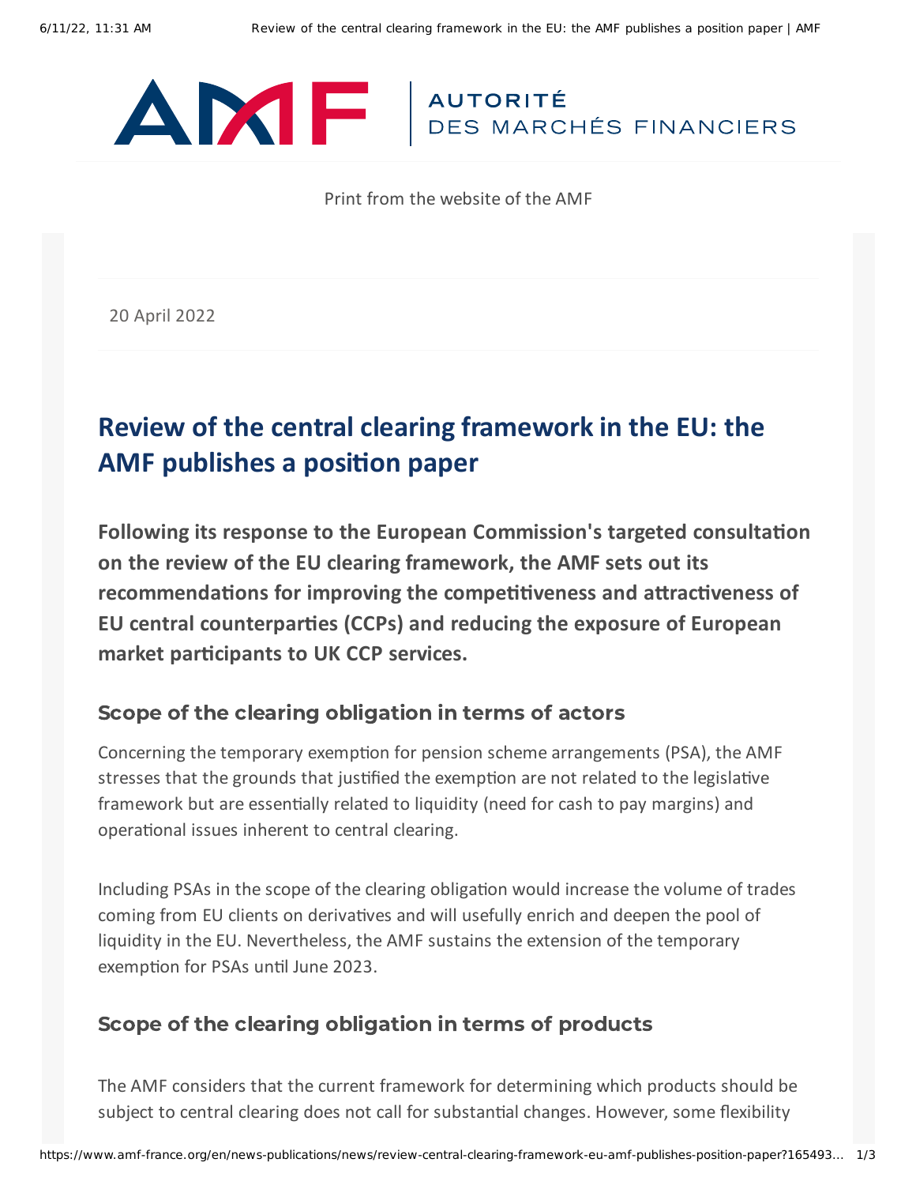Print from the website of the AMF

20 April 2022

# Review of the central clearing framework in the EU: the AMF publishes a position paper

**Following its response to the European Commission's targeted consultation on the review of the EU clearing framework, the AMF sets out its recommendations for improving the competitiveness and attractiveness of EU central counterparties (CCPs) and reducing the exposure of European market participants to UK CCP services.**

## Scope of the clearing obligation in terms of actors

Concerning the temporary exemption for pension scheme arrangements (PSA), the AMF stresses that the grounds that justified the exemption are not related to the legislative framework but are essentially related to liquidity (need for cash to pay margins) and operational issues inherent to central clearing.

Including PSAs in the scope of the clearing obligation would increase the volume of trades coming from EU clients on derivatives and will usefully enrich and deepen the pool of liquidity in the EU. Nevertheless, the AMF sustains the extension of the temporary exemption for PSAs until June 2023.

## Scope of the clearing obligation in terms of products

The AMF considers that the current framework for determining which products should be subject to central clearing does not call for substantial changes. However, some flexibility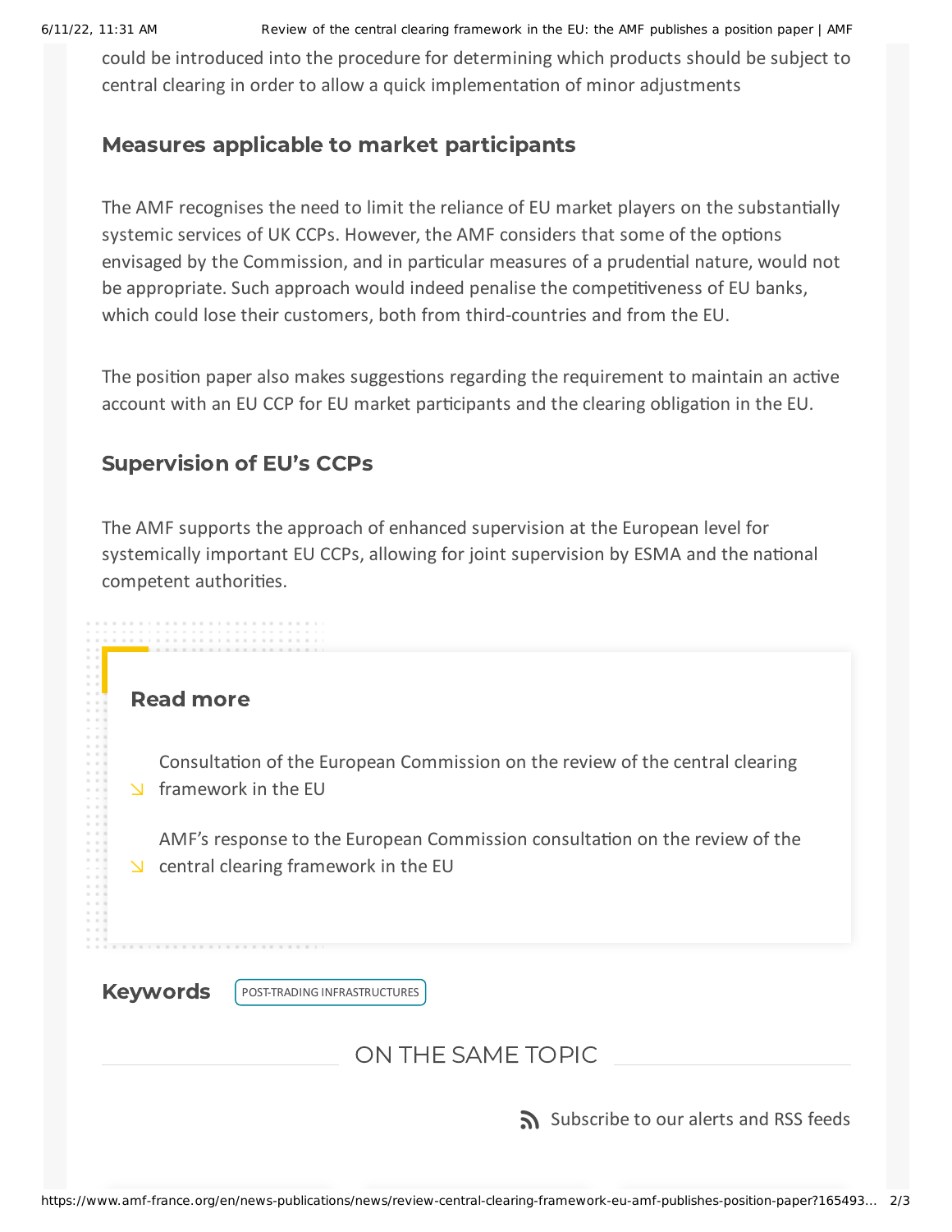could be introduced into the procedure for determining which products should be subject to central clearing in order to allow a quick implementation of minor adjustments

### Measures applicable to market participants

The AMF recognises the need to limit the reliance of EU market players on the substantially systemic services of UK CCPs. However, the AMF considers that some of the options envisaged by the Commission, and in particular measures of a prudential nature, would not be appropriate. Such approach would indeed penalise the competitiveness of EU banks, which could lose their customers, both from third-countries and from the EU.

The position paper also makes suggestions regarding the requirement to maintain an active account with an EU CCP for EU market participants and the clearing obligation in the EU.

### Supervision of EU's CCPs

The AMF supports the approach of enhanced supervision at the European level for systemically important EU CCPs, allowing for joint supervision by ESMA and the national competent authorities.

### Read more

- Consultation of the European Commission on the review of the central clearing framework in the EU
- AMF's response to the European Commission consultation on the review of the central clearing framework in the EU

**Keywords** POST-TRADING INFRASTRUCTURES

ON THE SAME TOPIC

Subscribe to our alerts and RSS feeds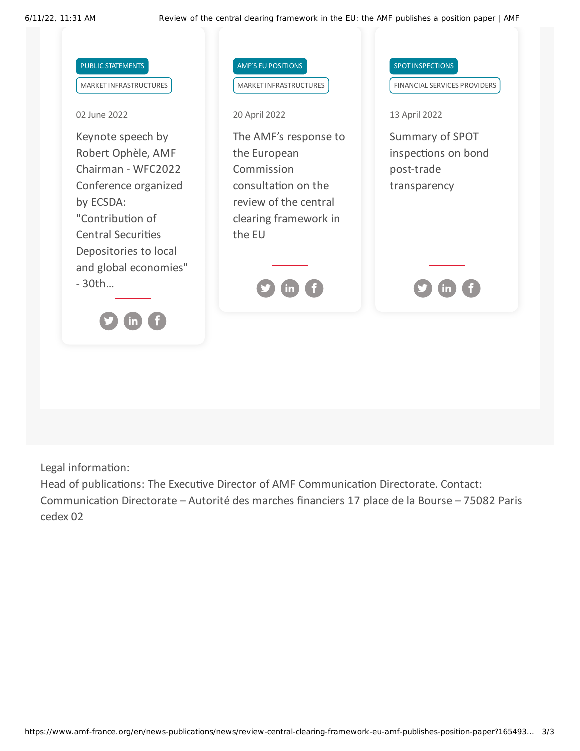PUBLIC STATEMENTS

MARKET INFRASTRUCTURES

02 June 2022

Keynote speech by Robert Ophèle, AMF Chairman - WFC2022 Conference organized by ECSDA: "Contribution of Central Securities Depositories to local and global economies" - 30th...

AMF'S EU POSITIONS

MARKET INFRASTRUCTURES

20 April 2022

The AMF's response to the European Commission consultation on the review of the central clearing framework in the EU

SPOT INSPECTIONS

FINANCIAL SERVICES PROVIDERS

13 April 2022

Summary of SPOT inspections on bond post-trade transparency

Legal information:
Head of publications: The Executive Director of AMF Communication Directorate. Contact: Communication Directorate – Autorité des marches financiers 17 place de la Bourse – 75082 Paris cedex 02